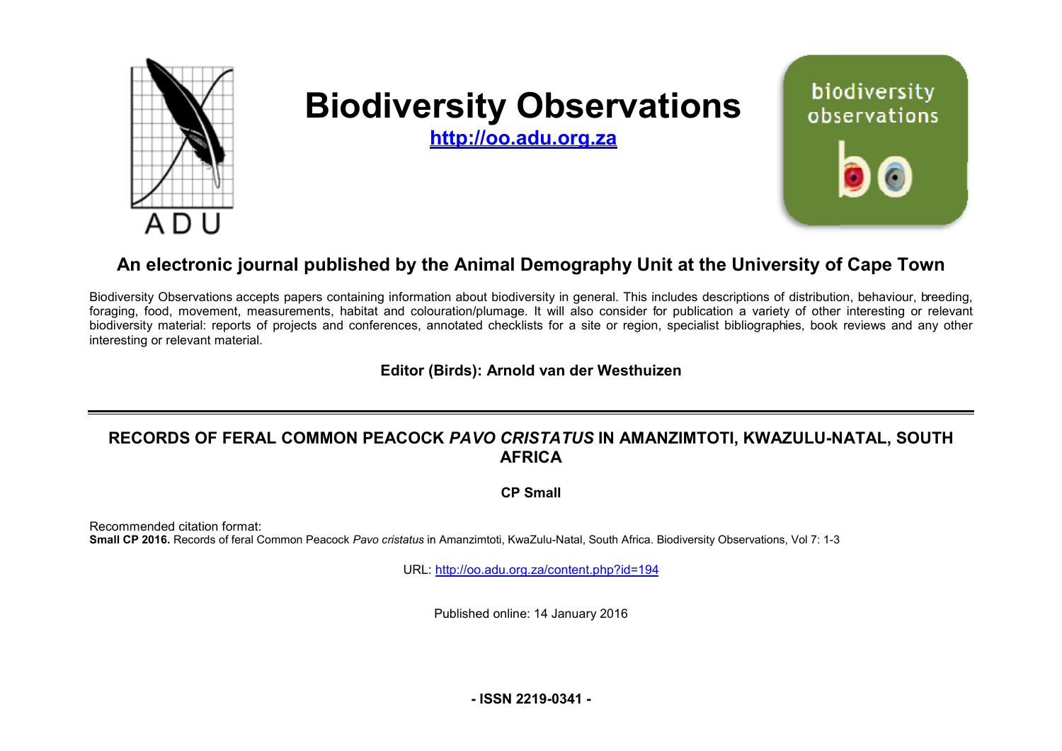# Biodiversity Observations

**http://oo.adu.org.za**

## An electronic journal published by the Animal Demography Unit at the University of Cape Town

Biodiversity Observations accepts papers containing information about biodiversity in general. This includes descriptions of distribution, behaviour, breeding, foraging, food, movement, measurements, habitat and colouration/plumage. It will also consider for publication a variety of other interesting or relevant biodiversity material: reports of projects and conferences, annotated checklists for a site or region, specialist bibliographies, book reviews and any other interesting or relevant material.

**Editor (Birds): Arnold van der Westhuizen**

---

# RECORDS OF FERAL COMMON PEACOCK *PAVO CRISTATUS* IN AMANZIMTOTI, KWAZULU-NATAL, SOUTH AFRICA

**CP Small**

Recommended citation format:
**Small CP 2016.** Records of feral Common Peacock *Pavo cristatus* in Amanzimtoti, KwaZulu-Natal, South Africa. Biodiversity Observations, Vol 7: 1-3

URL: http://oo.adu.org.za/content.php?id=194

Published online: 14 January 2016

**- ISSN 2219-0341 -**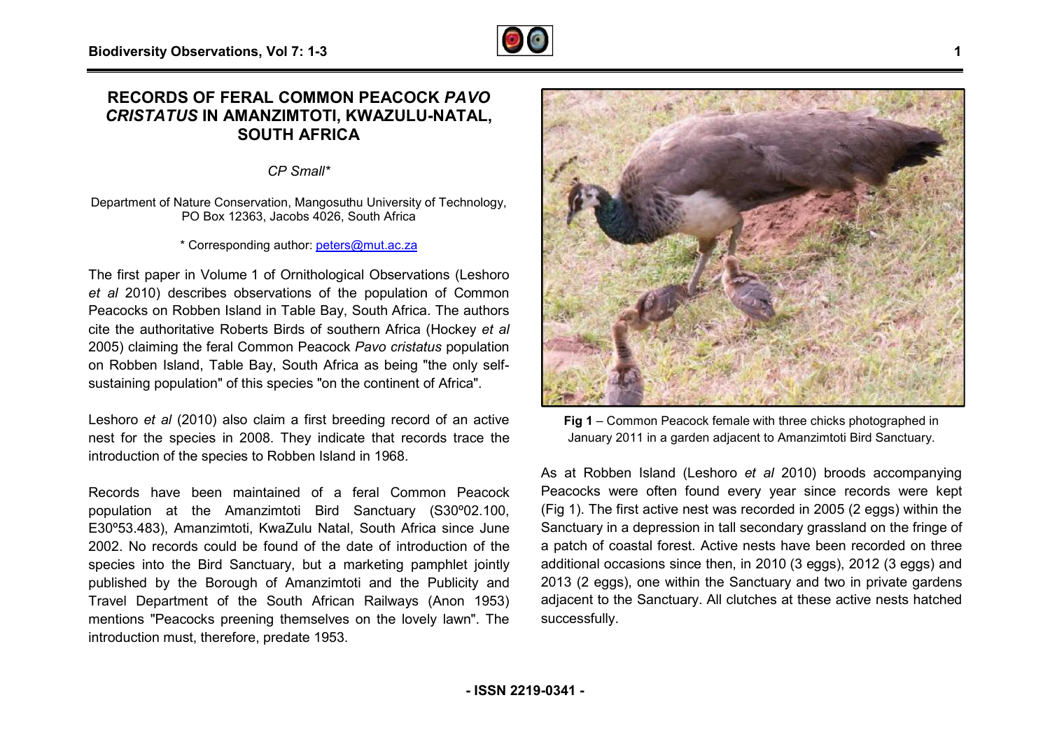# RECORDS OF FERAL COMMON PEACOCK *PAVO CRISTATUS* IN AMANZIMTOTI, KWAZULU-NATAL, SOUTH AFRICA

*CP Small**

Department of Nature Conservation, Mangosuthu University of Technology, PO Box 12363, Jacobs 4026, South Africa

\* Corresponding author: peters@mut.ac.za

The first paper in Volume 1 of Ornithological Observations (Leshoro *et al* 2010) describes observations of the population of Common Peacocks on Robben Island in Table Bay, South Africa. The authors cite the authoritative Roberts Birds of southern Africa (Hockey *et al* 2005) claiming the feral Common Peacock *Pavo cristatus* population on Robben Island, Table Bay, South Africa as being "the only self-sustaining population" of this species "on the continent of Africa".

Leshoro *et al* (2010) also claim a first breeding record of an active nest for the species in 2008. They indicate that records trace the introduction of the species to Robben Island in 1968.

Records have been maintained of a feral Common Peacock population at the Amanzimtoti Bird Sanctuary (S30º02.100, E30º53.483), Amanzimtoti, KwaZulu Natal, South Africa since June 2002. No records could be found of the date of introduction of the species into the Bird Sanctuary, but a marketing pamphlet jointly published by the Borough of Amanzimtoti and the Publicity and Travel Department of the South African Railways (Anon 1953) mentions "Peacocks preening themselves on the lovely lawn". The introduction must, therefore, predate 1953.

**Fig 1** – Common Peacock female with three chicks photographed in January 2011 in a garden adjacent to Amanzimtoti Bird Sanctuary.

As at Robben Island (Leshoro *et al* 2010) broods accompanying Peacocks were often found every year since records were kept (Fig 1). The first active nest was recorded in 2005 (2 eggs) within the Sanctuary in a depression in tall secondary grassland on the fringe of a patch of coastal forest. Active nests have been recorded on three additional occasions since then, in 2010 (3 eggs), 2012 (3 eggs) and 2013 (2 eggs), one within the Sanctuary and two in private gardens adjacent to the Sanctuary. All clutches at these active nests hatched successfully.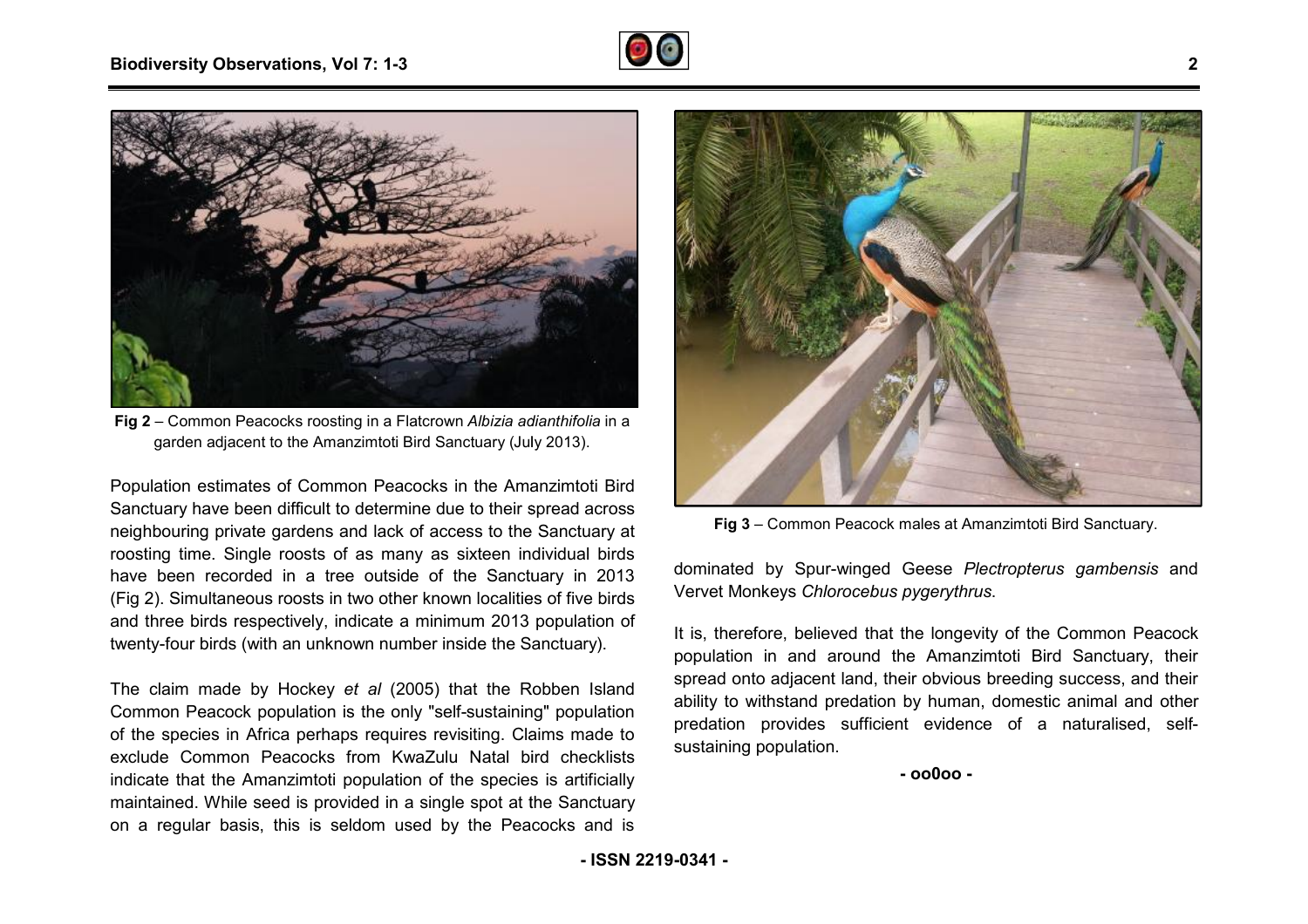Fig 2 – Common Peacocks roosting in a Flatcrown *Albizia adianthifolia* in a garden adjacent to the Amanzimtoti Bird Sanctuary (July 2013).

Population estimates of Common Peacocks in the Amanzimtoti Bird Sanctuary have been difficult to determine due to their spread across neighbouring private gardens and lack of access to the Sanctuary at roosting time. Single roosts of as many as sixteen individual birds have been recorded in a tree outside of the Sanctuary in 2013 (Fig 2). Simultaneous roosts in two other known localities of five birds and three birds respectively, indicate a minimum 2013 population of twenty-four birds (with an unknown number inside the Sanctuary).

The claim made by Hockey *et al* (2005) that the Robben Island Common Peacock population is the only "self-sustaining" population of the species in Africa perhaps requires revisiting. Claims made to exclude Common Peacocks from KwaZulu Natal bird checklists indicate that the Amanzimtoti population of the species is artificially maintained. While seed is provided in a single spot at the Sanctuary on a regular basis, this is seldom used by the Peacocks and is dominated by Spur-winged Geese *Plectropterus gambensis* and Vervet Monkeys *Chlorocebus pygerythrus*.

Fig 3 – Common Peacock males at Amanzimtoti Bird Sanctuary.

It is, therefore, believed that the longevity of the Common Peacock population in and around the Amanzimtoti Bird Sanctuary, their spread onto adjacent land, their obvious breeding success, and their ability to withstand predation by human, domestic animal and other predation provides sufficient evidence of a naturalised, self-sustaining population.

- oo0oo -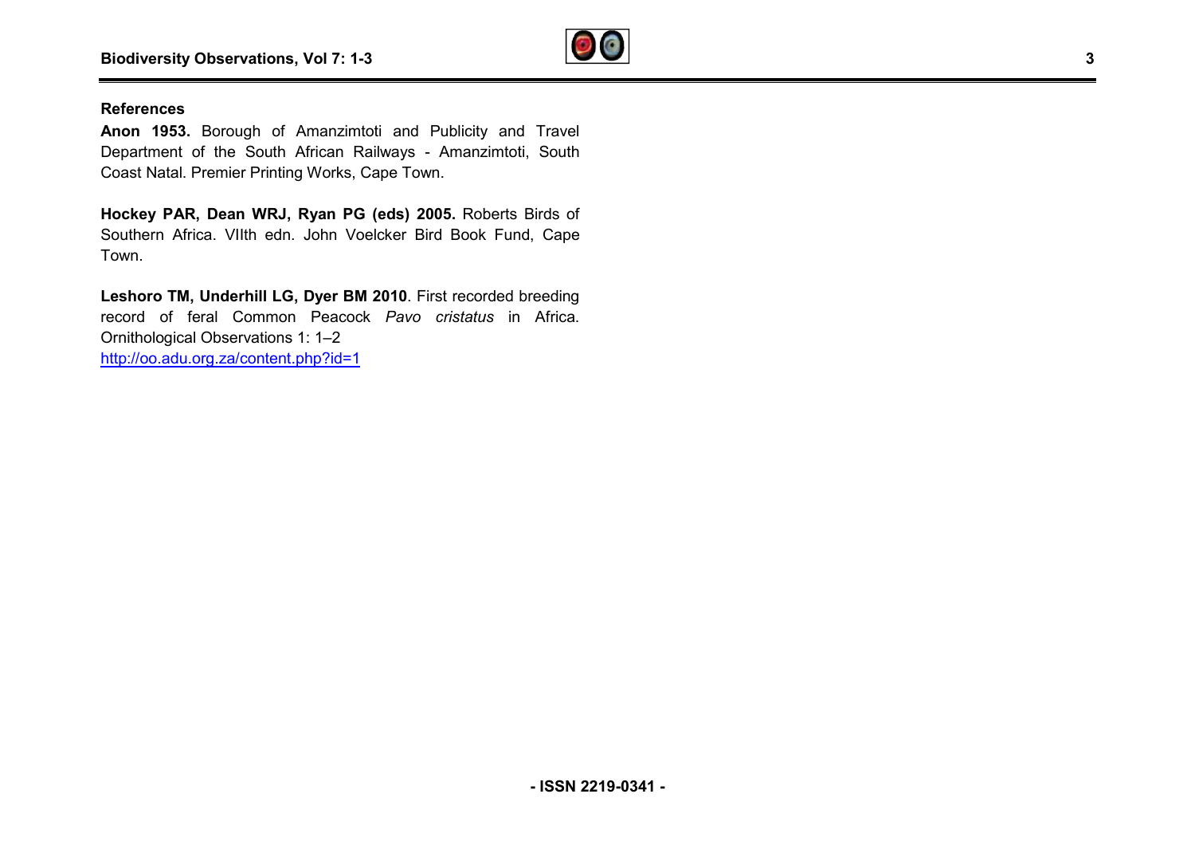## References

**Anon 1953.** Borough of Amanzimtoti and Publicity and Travel Department of the South African Railways - Amanzimtoti, South Coast Natal. Premier Printing Works, Cape Town.

**Hockey PAR, Dean WRJ, Ryan PG (eds) 2005.** Roberts Birds of Southern Africa. VIIth edn. John Voelcker Bird Book Fund, Cape Town.

**Leshoro TM, Underhill LG, Dyer BM 2010**. First recorded breeding record of feral Common Peacock *Pavo cristatus* in Africa. Ornithological Observations 1: 1–2 http://oo.adu.org.za/content.php?id=1